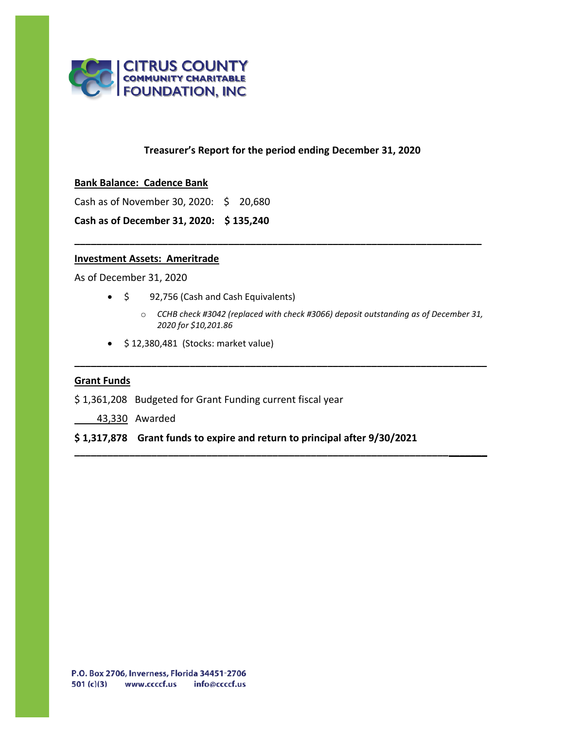CITRUS COUNTY COMMUNITY CHARITABLE FOUNDATION, INC

## Treasurer's Report for the period ending December 31, 2020

**Bank Balance: Cadence Bank**

Cash as of November 30, 2020: $ 20,680

**Cash as of December 31, 2020: $ 135,240**

---

**Investment Assets: Ameritrade**

As of December 31, 2020

- $ 92,756 (Cash and Cash Equivalents)
  - *CCHB check #3042 (replaced with check #3066) deposit outstanding as of December 31, 2020 for $10,201.86*
- $ 12,380,481 (Stocks: market value)

---

**Grant Funds**

$ 1,361,208 Budgeted for Grant Funding current fiscal year

43,330 Awarded

**$ 1,317,878 Grant funds to expire and return to principal after 9/30/2021**

---

P.O. Box 2706, Inverness, Florida 34451-2706
501 (c)(3) www.ccccf.us info@ccccf.us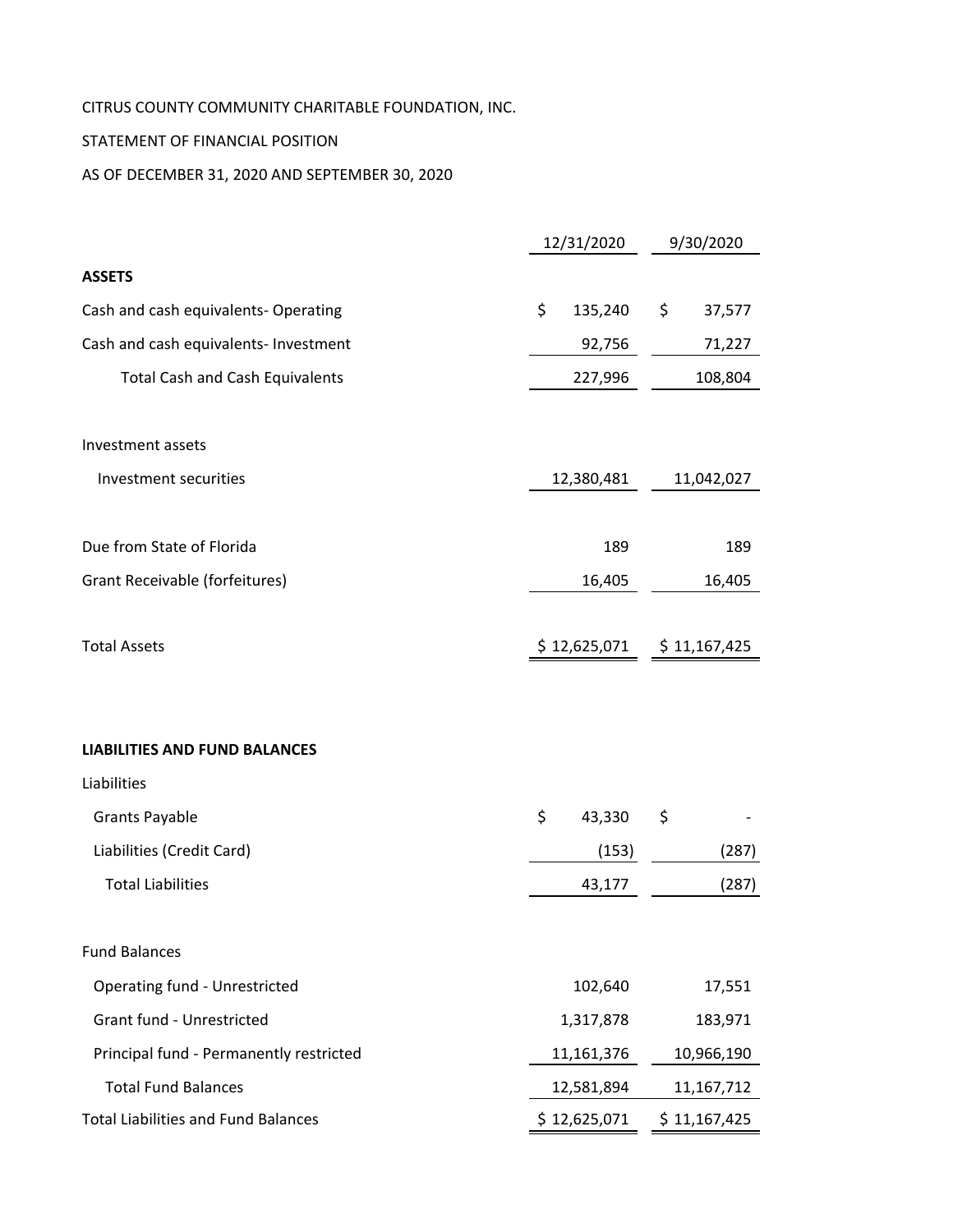CITRUS COUNTY COMMUNITY CHARITABLE FOUNDATION, INC.

STATEMENT OF FINANCIAL POSITION

AS OF DECEMBER 31, 2020 AND SEPTEMBER 30, 2020

| | 12/31/2020 | 9/30/2020 |
|---|---|---|
| **ASSETS** | | |
| Cash and cash equivalents- Operating | $ 135,240 | $ 37,577 |
| Cash and cash equivalents- Investment | 92,756 | 71,227 |
| Total Cash and Cash Equivalents | 227,996 | 108,804 |
| | | |
| Investment assets | | |
| Investment securities | 12,380,481 | 11,042,027 |
| | | |
| Due from State of Florida | 189 | 189 |
| Grant Receivable (forfeitures) | 16,405 | 16,405 |
| | | |
| Total Assets | $ 12,625,071 | $ 11,167,425 |
| | | |
| **LIABILITIES AND FUND BALANCES** | | |
| Liabilities | | |
| Grants Payable | $ 43,330 | $ - |
| Liabilities (Credit Card) | (153) | (287) |
| Total Liabilities | 43,177 | (287) |
| | | |
| Fund Balances | | |
| Operating fund - Unrestricted | 102,640 | 17,551 |
| Grant fund - Unrestricted | 1,317,878 | 183,971 |
| Principal fund - Permanently restricted | 11,161,376 | 10,966,190 |
| Total Fund Balances | 12,581,894 | 11,167,712 |
| Total Liabilities and Fund Balances | $ 12,625,071 | $ 11,167,425 |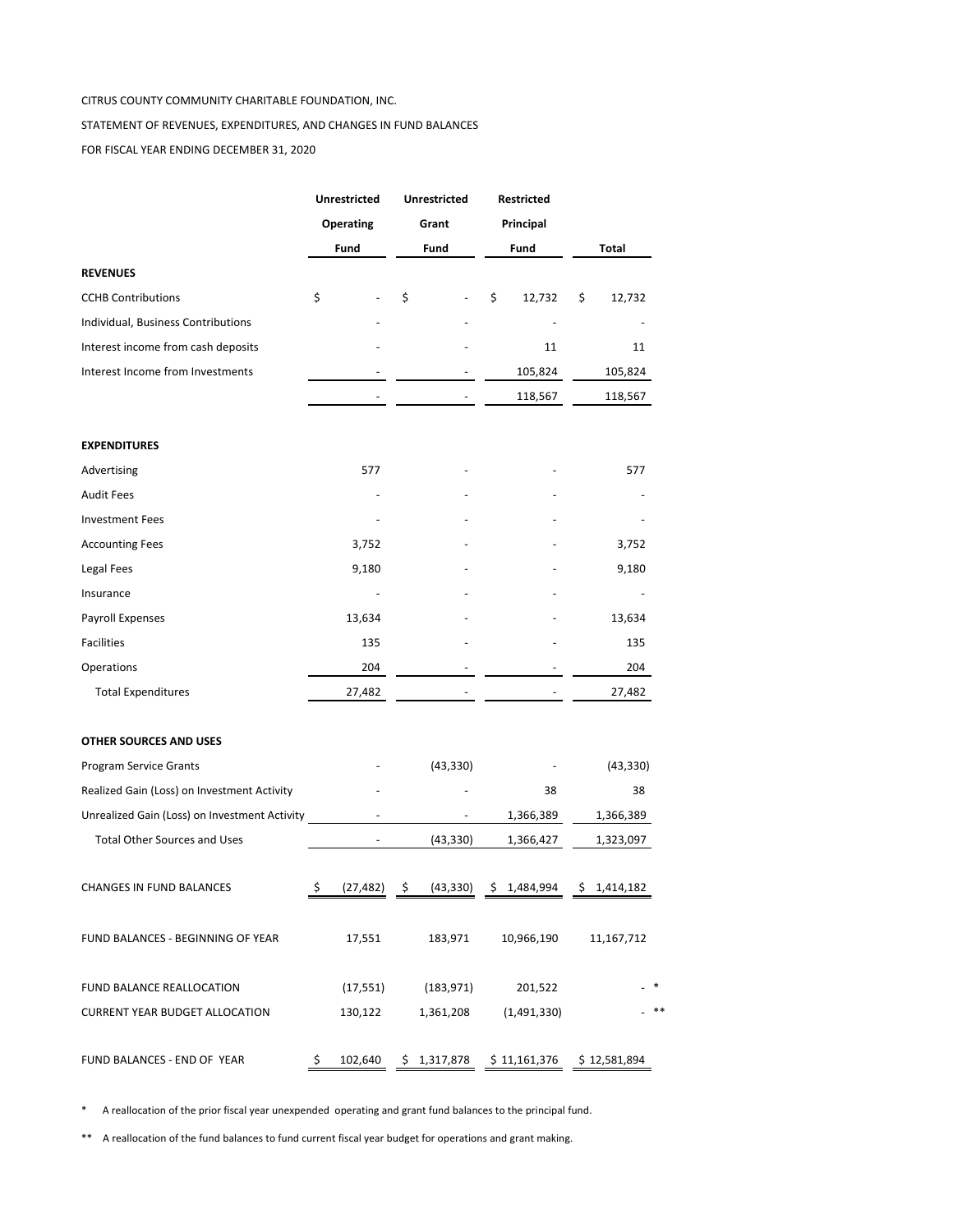CITRUS COUNTY COMMUNITY CHARITABLE FOUNDATION, INC.

STATEMENT OF REVENUES, EXPENDITURES, AND CHANGES IN FUND BALANCES

FOR FISCAL YEAR ENDING DECEMBER 31, 2020

| | Unrestricted Operating Fund | Unrestricted Grant Fund | Restricted Principal Fund | Total |
|---|---|---|---|---|
| **REVENUES** | | | | |
| CCHB Contributions | $ - | $ - | $ 12,732 | $ 12,732 |
| Individual, Business Contributions | - | - | - | - |
| Interest income from cash deposits | - | - | 11 | 11 |
| Interest Income from Investments | - | - | 105,824 | 105,824 |
| | - | - | 118,567 | 118,567 |
| **EXPENDITURES** | | | | |
| Advertising | 577 | - | - | 577 |
| Audit Fees | - | - | - | - |
| Investment Fees | - | - | - | - |
| Accounting Fees | 3,752 | - | - | 3,752 |
| Legal Fees | 9,180 | - | - | 9,180 |
| Insurance | - | - | - | - |
| Payroll Expenses | 13,634 | - | - | 13,634 |
| Facilities | 135 | - | - | 135 |
| Operations | 204 | - | - | 204 |
| Total Expenditures | 27,482 | - | - | 27,482 |
| **OTHER SOURCES AND USES** | | | | |
| Program Service Grants | - | (43,330) | - | (43,330) |
| Realized Gain (Loss) on Investment Activity | - | - | 38 | 38 |
| Unrealized Gain (Loss) on Investment Activity | - | - | 1,366,389 | 1,366,389 |
| Total Other Sources and Uses | - | (43,330) | 1,366,427 | 1,323,097 |
| CHANGES IN FUND BALANCES | $ (27,482) | $ (43,330) | $ 1,484,994 | $ 1,414,182 |
| FUND BALANCES - BEGINNING OF YEAR | 17,551 | 183,971 | 10,966,190 | 11,167,712 |
| FUND BALANCE REALLOCATION | (17,551) | (183,971) | 201,522 | - * |
| CURRENT YEAR BUDGET ALLOCATION | 130,122 | 1,361,208 | (1,491,330) | - ** |
| FUND BALANCES - END OF YEAR | $ 102,640 | $ 1,317,878 | $ 11,161,376 | $ 12,581,894 |

\* A reallocation of the prior fiscal year unexpended operating and grant fund balances to the principal fund.

\*\* A reallocation of the fund balances to fund current fiscal year budget for operations and grant making.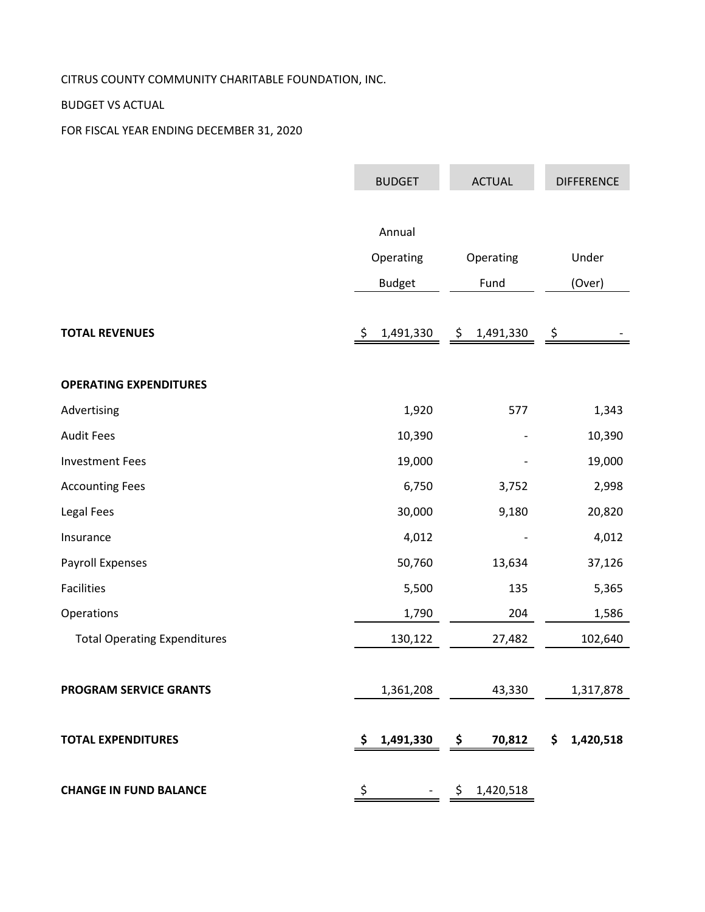CITRUS COUNTY COMMUNITY CHARITABLE FOUNDATION, INC.

BUDGET VS ACTUAL

FOR FISCAL YEAR ENDING DECEMBER 31, 2020

| | BUDGET | ACTUAL | DIFFERENCE |
|---|---|---|---|
| | Annual Operating Budget | Operating Fund | Under (Over) |
| **TOTAL REVENUES** | $ 1,491,330 | $ 1,491,330 | $ - |
| **OPERATING EXPENDITURES** | | | |
| Advertising | 1,920 | 577 | 1,343 |
| Audit Fees | 10,390 | - | 10,390 |
| Investment Fees | 19,000 | - | 19,000 |
| Accounting Fees | 6,750 | 3,752 | 2,998 |
| Legal Fees | 30,000 | 9,180 | 20,820 |
| Insurance | 4,012 | - | 4,012 |
| Payroll Expenses | 50,760 | 13,634 | 37,126 |
| Facilities | 5,500 | 135 | 5,365 |
| Operations | 1,790 | 204 | 1,586 |
| Total Operating Expenditures | 130,122 | 27,482 | 102,640 |
| **PROGRAM SERVICE GRANTS** | 1,361,208 | 43,330 | 1,317,878 |
| **TOTAL EXPENDITURES** | **$ 1,491,330** | **$ 70,812** | **$ 1,420,518** |
| **CHANGE IN FUND BALANCE** | $ - | $ 1,420,518 | |